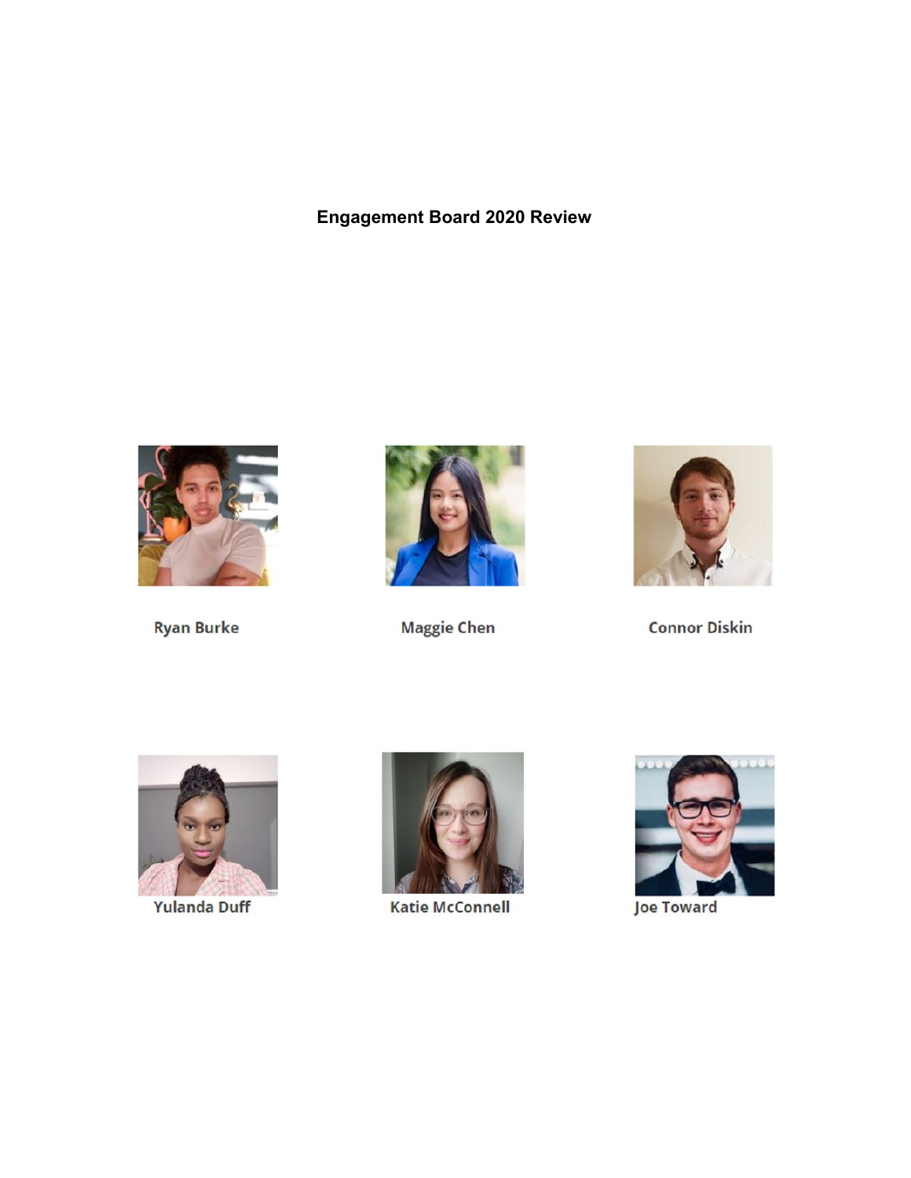# Engagement Board 2020 Review

Ryan Burke

Maggie Chen

Connor Diskin

Yulanda Duff

Katie McConnell

Joe Toward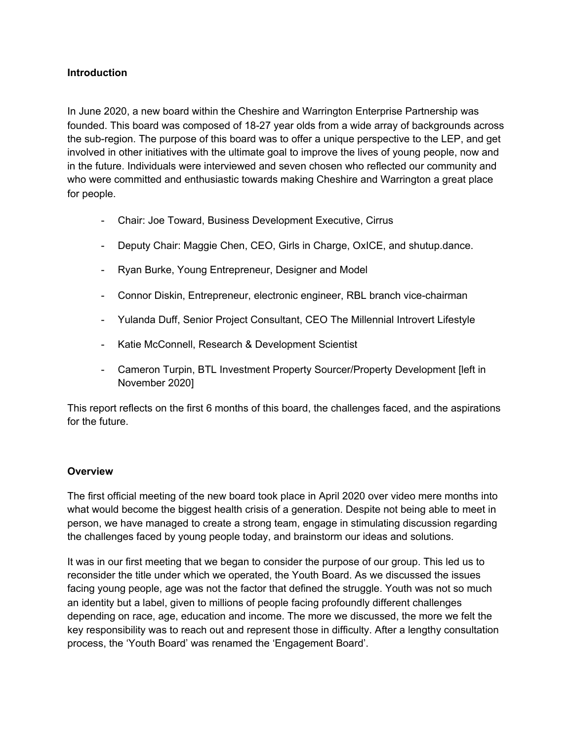**Introduction**

In June 2020, a new board within the Cheshire and Warrington Enterprise Partnership was founded. This board was composed of 18-27 year olds from a wide array of backgrounds across the sub-region. The purpose of this board was to offer a unique perspective to the LEP, and get involved in other initiatives with the ultimate goal to improve the lives of young people, now and in the future. Individuals were interviewed and seven chosen who reflected our community and who were committed and enthusiastic towards making Cheshire and Warrington a great place for people.

- Chair: Joe Toward, Business Development Executive, Cirrus
- Deputy Chair: Maggie Chen, CEO, Girls in Charge, OxICE, and shutup.dance.
- Ryan Burke, Young Entrepreneur, Designer and Model
- Connor Diskin, Entrepreneur, electronic engineer, RBL branch vice-chairman
- Yulanda Duff, Senior Project Consultant, CEO The Millennial Introvert Lifestyle
- Katie McConnell, Research & Development Scientist
- Cameron Turpin, BTL Investment Property Sourcer/Property Development [left in November 2020]

This report reflects on the first 6 months of this board, the challenges faced, and the aspirations for the future.

**Overview**

The first official meeting of the new board took place in April 2020 over video mere months into what would become the biggest health crisis of a generation. Despite not being able to meet in person, we have managed to create a strong team, engage in stimulating discussion regarding the challenges faced by young people today, and brainstorm our ideas and solutions.

It was in our first meeting that we began to consider the purpose of our group. This led us to reconsider the title under which we operated, the Youth Board. As we discussed the issues facing young people, age was not the factor that defined the struggle. Youth was not so much an identity but a label, given to millions of people facing profoundly different challenges depending on race, age, education and income. The more we discussed, the more we felt the key responsibility was to reach out and represent those in difficulty. After a lengthy consultation process, the 'Youth Board' was renamed the 'Engagement Board'.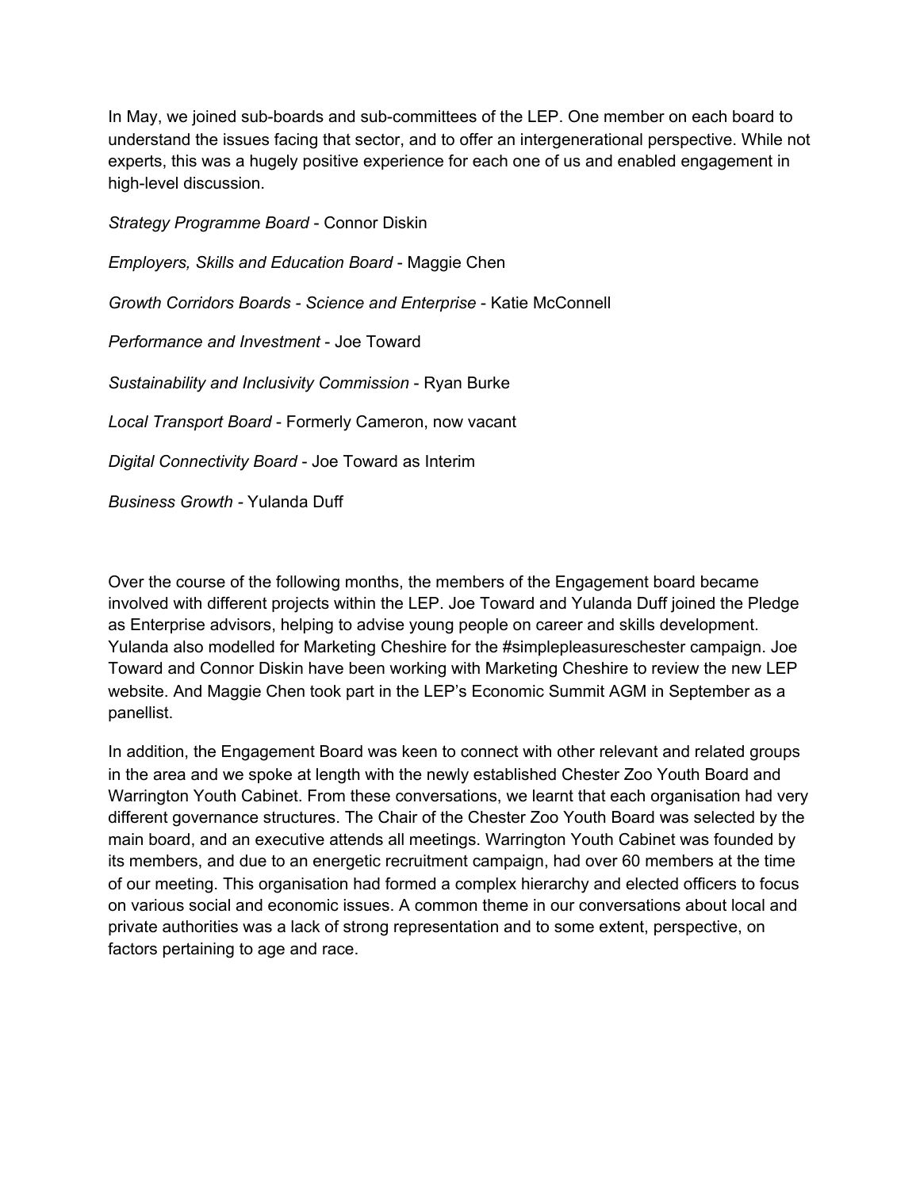In May, we joined sub-boards and sub-committees of the LEP. One member on each board to understand the issues facing that sector, and to offer an intergenerational perspective. While not experts, this was a hugely positive experience for each one of us and enabled engagement in high-level discussion.

*Strategy Programme Board* - Connor Diskin

*Employers, Skills and Education Board* - Maggie Chen

*Growth Corridors Boards - Science and Enterprise* - Katie McConnell

*Performance and Investment* - Joe Toward

*Sustainability and Inclusivity Commission* - Ryan Burke

*Local Transport Board* - Formerly Cameron, now vacant

*Digital Connectivity Board* - Joe Toward as Interim

*Business Growth* - Yulanda Duff

Over the course of the following months, the members of the Engagement board became involved with different projects within the LEP. Joe Toward and Yulanda Duff joined the Pledge as Enterprise advisors, helping to advise young people on career and skills development. Yulanda also modelled for Marketing Cheshire for the #simplepleasureschester campaign. Joe Toward and Connor Diskin have been working with Marketing Cheshire to review the new LEP website. And Maggie Chen took part in the LEP's Economic Summit AGM in September as a panellist.

In addition, the Engagement Board was keen to connect with other relevant and related groups in the area and we spoke at length with the newly established Chester Zoo Youth Board and Warrington Youth Cabinet. From these conversations, we learnt that each organisation had very different governance structures. The Chair of the Chester Zoo Youth Board was selected by the main board, and an executive attends all meetings. Warrington Youth Cabinet was founded by its members, and due to an energetic recruitment campaign, had over 60 members at the time of our meeting. This organisation had formed a complex hierarchy and elected officers to focus on various social and economic issues. A common theme in our conversations about local and private authorities was a lack of strong representation and to some extent, perspective, on factors pertaining to age and race.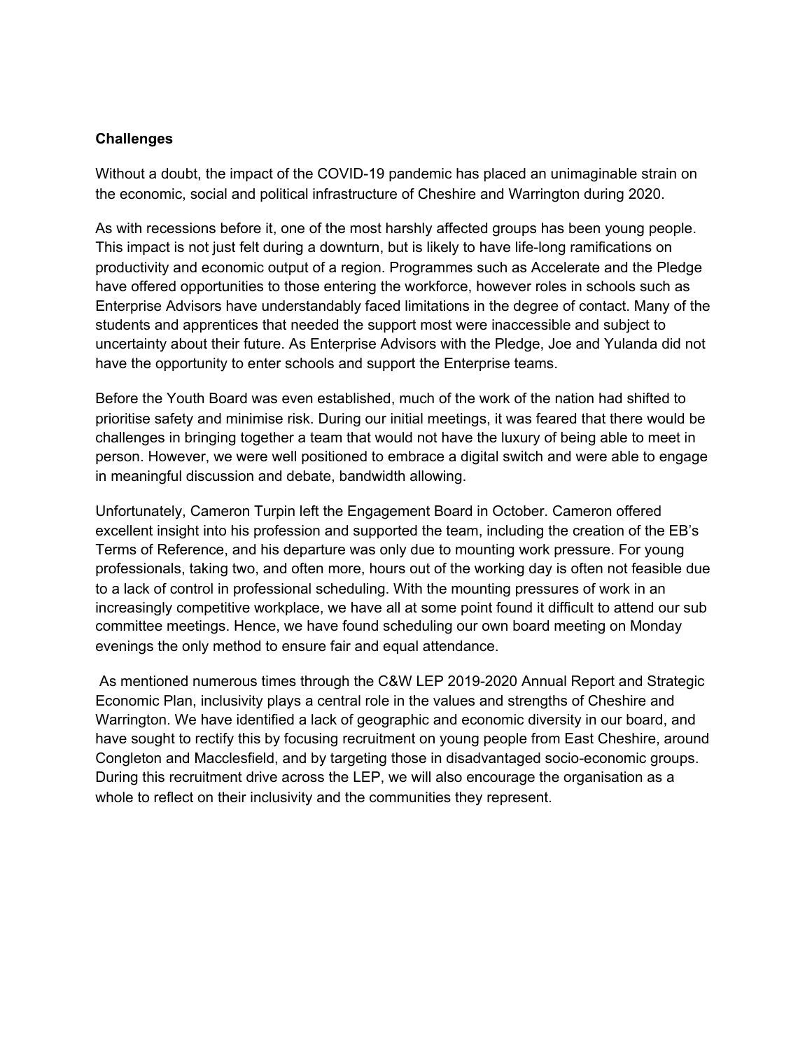**Challenges**

Without a doubt, the impact of the COVID-19 pandemic has placed an unimaginable strain on the economic, social and political infrastructure of Cheshire and Warrington during 2020.

As with recessions before it, one of the most harshly affected groups has been young people. This impact is not just felt during a downturn, but is likely to have life-long ramifications on productivity and economic output of a region. Programmes such as Accelerate and the Pledge have offered opportunities to those entering the workforce, however roles in schools such as Enterprise Advisors have understandably faced limitations in the degree of contact. Many of the students and apprentices that needed the support most were inaccessible and subject to uncertainty about their future. As Enterprise Advisors with the Pledge, Joe and Yulanda did not have the opportunity to enter schools and support the Enterprise teams.

Before the Youth Board was even established, much of the work of the nation had shifted to prioritise safety and minimise risk. During our initial meetings, it was feared that there would be challenges in bringing together a team that would not have the luxury of being able to meet in person. However, we were well positioned to embrace a digital switch and were able to engage in meaningful discussion and debate, bandwidth allowing.

Unfortunately, Cameron Turpin left the Engagement Board in October. Cameron offered excellent insight into his profession and supported the team, including the creation of the EB's Terms of Reference, and his departure was only due to mounting work pressure. For young professionals, taking two, and often more, hours out of the working day is often not feasible due to a lack of control in professional scheduling. With the mounting pressures of work in an increasingly competitive workplace, we have all at some point found it difficult to attend our sub committee meetings. Hence, we have found scheduling our own board meeting on Monday evenings the only method to ensure fair and equal attendance.

As mentioned numerous times through the C&W LEP 2019-2020 Annual Report and Strategic Economic Plan, inclusivity plays a central role in the values and strengths of Cheshire and Warrington. We have identified a lack of geographic and economic diversity in our board, and have sought to rectify this by focusing recruitment on young people from East Cheshire, around Congleton and Macclesfield, and by targeting those in disadvantaged socio-economic groups. During this recruitment drive across the LEP, we will also encourage the organisation as a whole to reflect on their inclusivity and the communities they represent.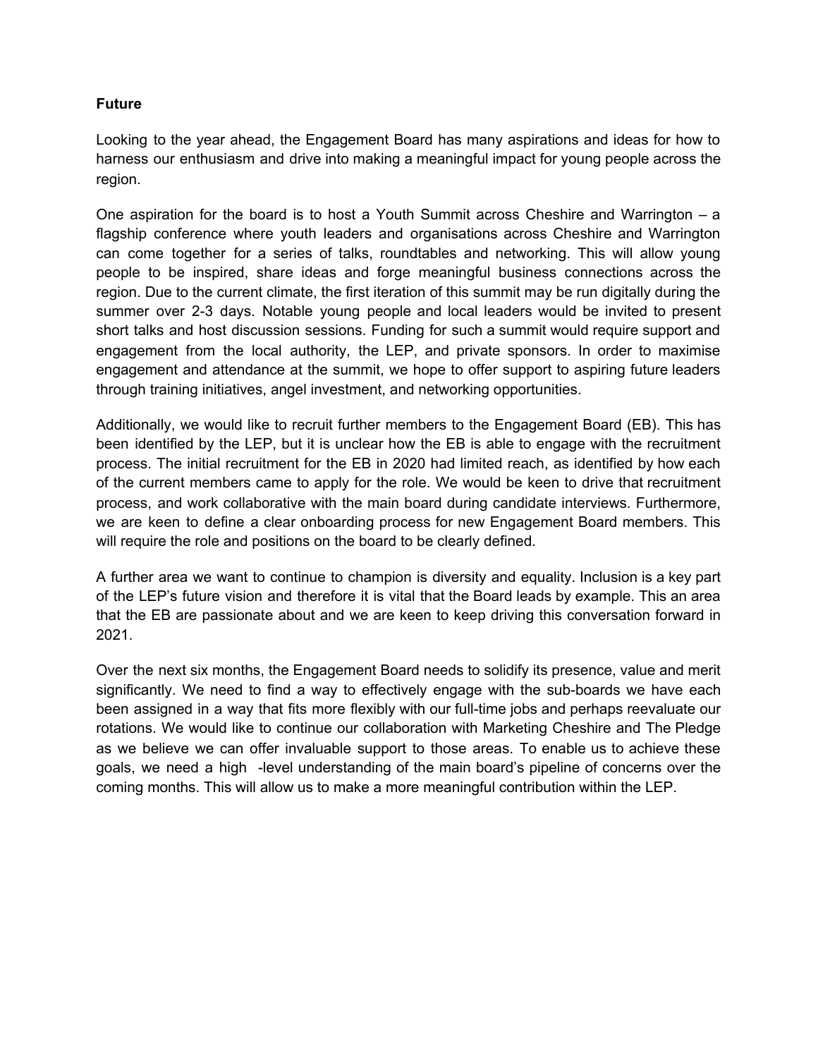**Future**

Looking to the year ahead, the Engagement Board has many aspirations and ideas for how to harness our enthusiasm and drive into making a meaningful impact for young people across the region.

One aspiration for the board is to host a Youth Summit across Cheshire and Warrington – a flagship conference where youth leaders and organisations across Cheshire and Warrington can come together for a series of talks, roundtables and networking. This will allow young people to be inspired, share ideas and forge meaningful business connections across the region. Due to the current climate, the first iteration of this summit may be run digitally during the summer over 2-3 days. Notable young people and local leaders would be invited to present short talks and host discussion sessions. Funding for such a summit would require support and engagement from the local authority, the LEP, and private sponsors. In order to maximise engagement and attendance at the summit, we hope to offer support to aspiring future leaders through training initiatives, angel investment, and networking opportunities.

Additionally, we would like to recruit further members to the Engagement Board (EB). This has been identified by the LEP, but it is unclear how the EB is able to engage with the recruitment process. The initial recruitment for the EB in 2020 had limited reach, as identified by how each of the current members came to apply for the role. We would be keen to drive that recruitment process, and work collaborative with the main board during candidate interviews. Furthermore, we are keen to define a clear onboarding process for new Engagement Board members. This will require the role and positions on the board to be clearly defined.

A further area we want to continue to champion is diversity and equality. Inclusion is a key part of the LEP's future vision and therefore it is vital that the Board leads by example. This an area that the EB are passionate about and we are keen to keep driving this conversation forward in 2021.

Over the next six months, the Engagement Board needs to solidify its presence, value and merit significantly. We need to find a way to effectively engage with the sub-boards we have each been assigned in a way that fits more flexibly with our full-time jobs and perhaps reevaluate our rotations. We would like to continue our collaboration with Marketing Cheshire and The Pledge as we believe we can offer invaluable support to those areas. To enable us to achieve these goals, we need a high -level understanding of the main board's pipeline of concerns over the coming months. This will allow us to make a more meaningful contribution within the LEP.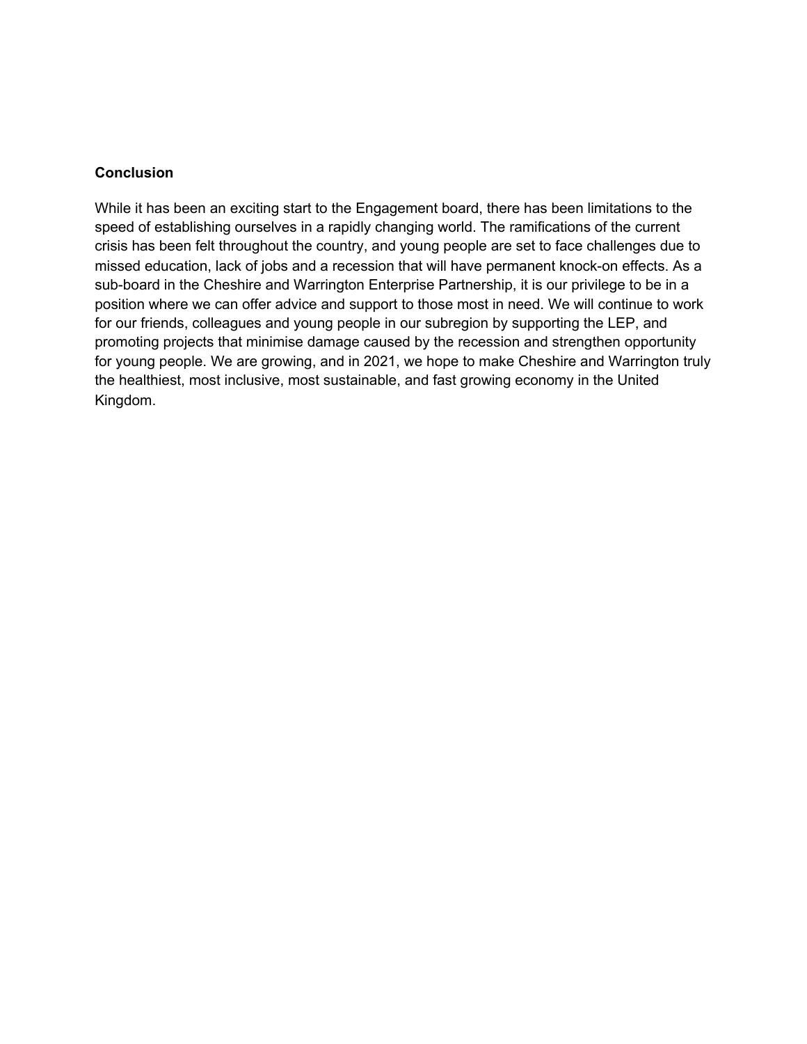**Conclusion**

While it has been an exciting start to the Engagement board, there has been limitations to the speed of establishing ourselves in a rapidly changing world. The ramifications of the current crisis has been felt throughout the country, and young people are set to face challenges due to missed education, lack of jobs and a recession that will have permanent knock-on effects. As a sub-board in the Cheshire and Warrington Enterprise Partnership, it is our privilege to be in a position where we can offer advice and support to those most in need. We will continue to work for our friends, colleagues and young people in our subregion by supporting the LEP, and promoting projects that minimise damage caused by the recession and strengthen opportunity for young people. We are growing, and in 2021, we hope to make Cheshire and Warrington truly the healthiest, most inclusive, most sustainable, and fast growing economy in the United Kingdom.